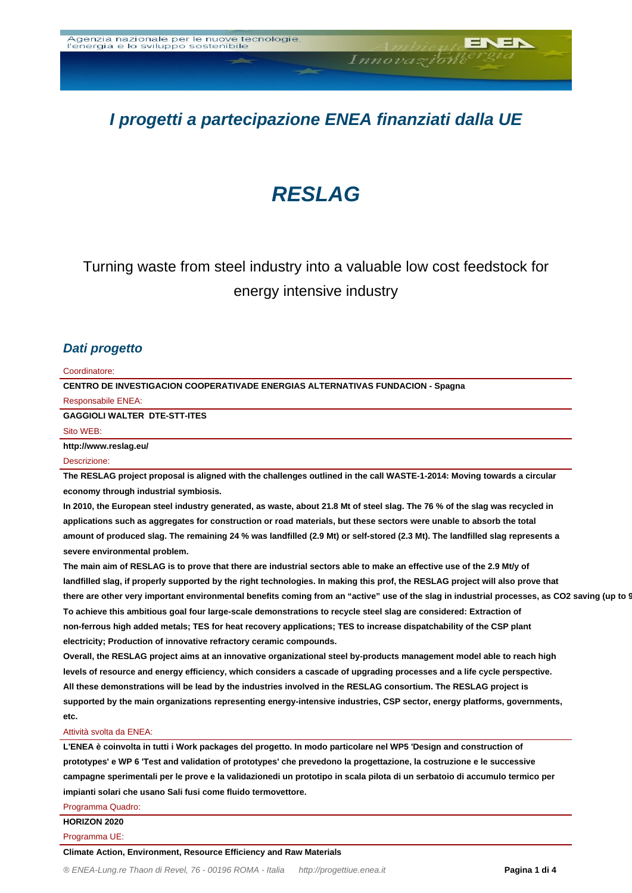## I progetti a partecipazione ENEA finanziati dalla UE

# RESLAG

Turning waste from steel industry into a valuable low cost feedstock for energy intensive industry

### Dati progetto

Coordinatore:

**CENTRO DE INVESTIGACION COOPERATIVADE ENERGIAS ALTERNATIVAS FUNDACION - Spagna**

Responsabile ENEA:

**GAGGIOLI WALTER DTE-STT-ITES**

Sito WEB:

**http://www.reslag.eu/**

Descrizione:

**The RESLAG project proposal is aligned with the challenges outlined in the call WASTE-1-2014: Moving towards a circular economy through industrial symbiosis.**

**In 2010, the European steel industry generated, as waste, about 21.8 Mt of steel slag. The 76 % of the slag was recycled in applications such as aggregates for construction or road materials, but these sectors were unable to absorb the total amount of produced slag. The remaining 24 % was landfilled (2.9 Mt) or self-stored (2.3 Mt). The landfilled slag represents a severe environmental problem.**

**The main aim of RESLAG is to prove that there are industrial sectors able to make an effective use of the 2.9 Mt/y of landfilled slag, if properly supported by the right technologies. In making this prof, the RESLAG project will also prove that there are other very important environmental benefits coming from an "active" use of the slag in industrial processes, as CO2 saving (up to 9**

**To achieve this ambitious goal four large-scale demonstrations to recycle steel slag are considered: Extraction of non-ferrous high added metals; TES for heat recovery applications; TES to increase dispatchability of the CSP plant electricity; Production of innovative refractory ceramic compounds.**

**Overall, the RESLAG project aims at an innovative organizational steel by-products management model able to reach high levels of resource and energy efficiency, which considers a cascade of upgrading processes and a life cycle perspective.**

**All these demonstrations will be lead by the industries involved in the RESLAG consortium. The RESLAG project is supported by the main organizations representing energy-intensive industries, CSP sector, energy platforms, governments, etc.**

Attività svolta da ENEA:

**L'ENEA è coinvolta in tutti i Work packages del progetto. In modo particolare nel WP5 'Design and construction of prototypes' e WP 6 'Test and validation of prototypes' che prevedono la progettazione, la costruzione e le successive campagne sperimentali per le prove e la validazionedi un prototipo in scala pilota di un serbatoio di accumulo termico per impianti solari che usano Sali fusi come fluido termovettore.**

Programma Quadro:

**HORIZON 2020**

Programma UE:

**Climate Action, Environment, Resource Efficiency and Raw Materials**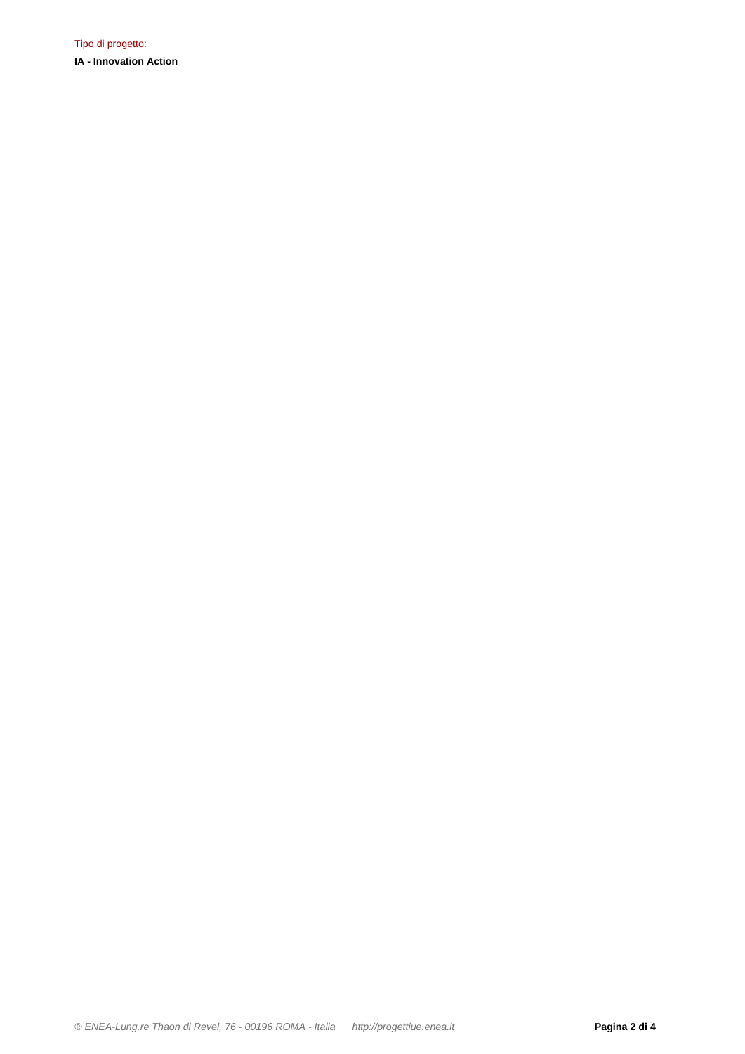Tipo di progetto:

**IA - Innovation Action**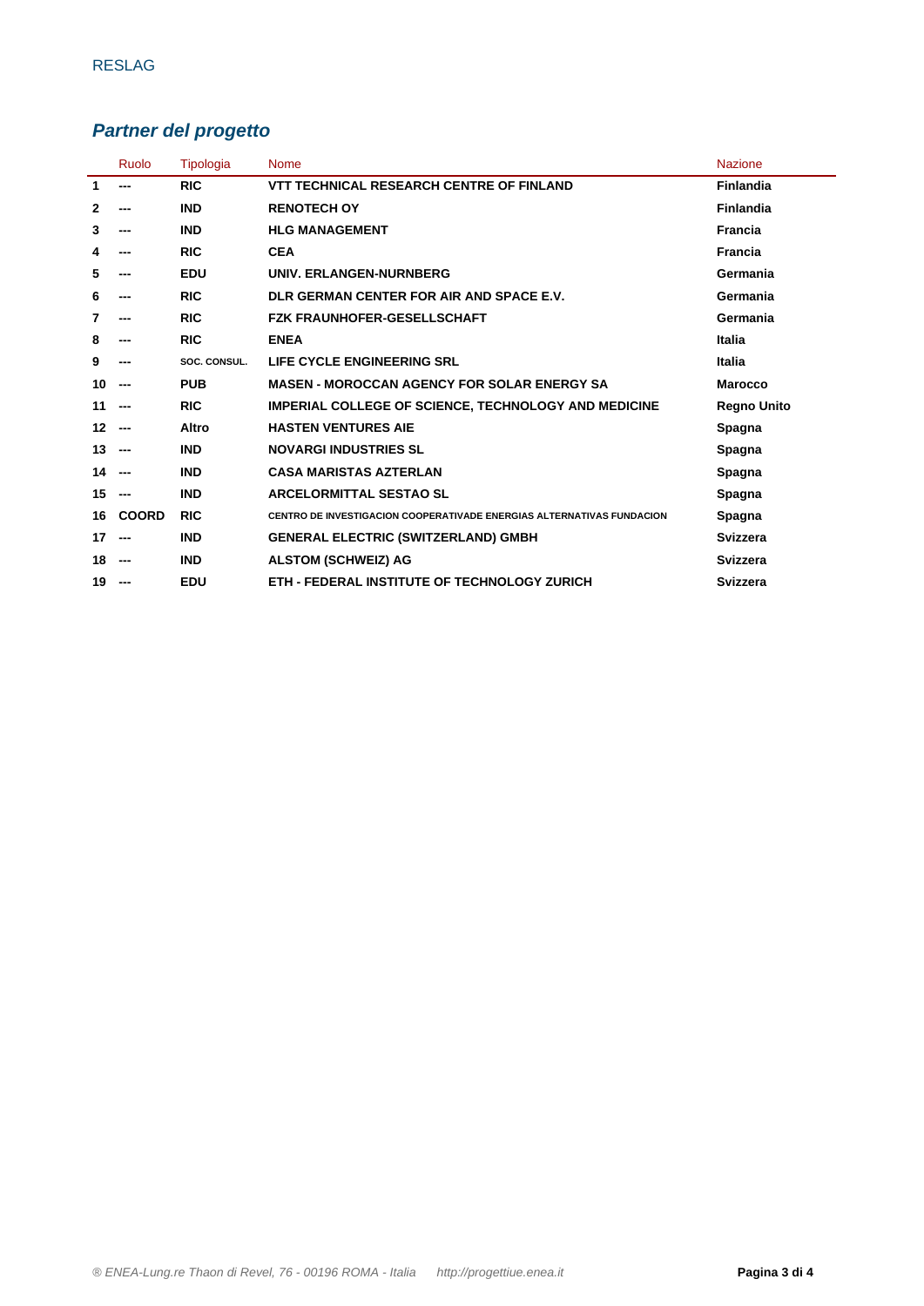## *Partner del progetto*

| | Ruolo | Tipologia | Nome | Nazione |
|---|---|---|---|---|
| **1** | **---** | **RIC** | **VTT TECHNICAL RESEARCH CENTRE OF FINLAND** | **Finlandia** |
| **2** | **---** | **IND** | **RENOTECH OY** | **Finlandia** |
| **3** | **---** | **IND** | **HLG MANAGEMENT** | **Francia** |
| **4** | **---** | **RIC** | **CEA** | **Francia** |
| **5** | **---** | **EDU** | **UNIV. ERLANGEN-NURNBERG** | **Germania** |
| **6** | **---** | **RIC** | **DLR GERMAN CENTER FOR AIR AND SPACE E.V.** | **Germania** |
| **7** | **---** | **RIC** | **FZK FRAUNHOFER-GESELLSCHAFT** | **Germania** |
| **8** | **---** | **RIC** | **ENEA** | **Italia** |
| **9** | **---** | **SOC. CONSUL.** | **LIFE CYCLE ENGINEERING SRL** | **Italia** |
| **10** | **---** | **PUB** | **MASEN - MOROCCAN AGENCY FOR SOLAR ENERGY SA** | **Marocco** |
| **11** | **---** | **RIC** | **IMPERIAL COLLEGE OF SCIENCE, TECHNOLOGY AND MEDICINE** | **Regno Unito** |
| **12** | **---** | **Altro** | **HASTEN VENTURES AIE** | **Spagna** |
| **13** | **---** | **IND** | **NOVARGI INDUSTRIES SL** | **Spagna** |
| **14** | **---** | **IND** | **CASA MARISTAS AZTERLAN** | **Spagna** |
| **15** | **---** | **IND** | **ARCELORMITTAL SESTAO SL** | **Spagna** |
| **16** | **COORD** | **RIC** | **CENTRO DE INVESTIGACION COOPERATIVADE ENERGIAS ALTERNATIVAS FUNDACION** | **Spagna** |
| **17** | **---** | **IND** | **GENERAL ELECTRIC (SWITZERLAND) GMBH** | **Svizzera** |
| **18** | **---** | **IND** | **ALSTOM (SCHWEIZ) AG** | **Svizzera** |
| **19** | **---** | **EDU** | **ETH - FEDERAL INSTITUTE OF TECHNOLOGY ZURICH** | **Svizzera** |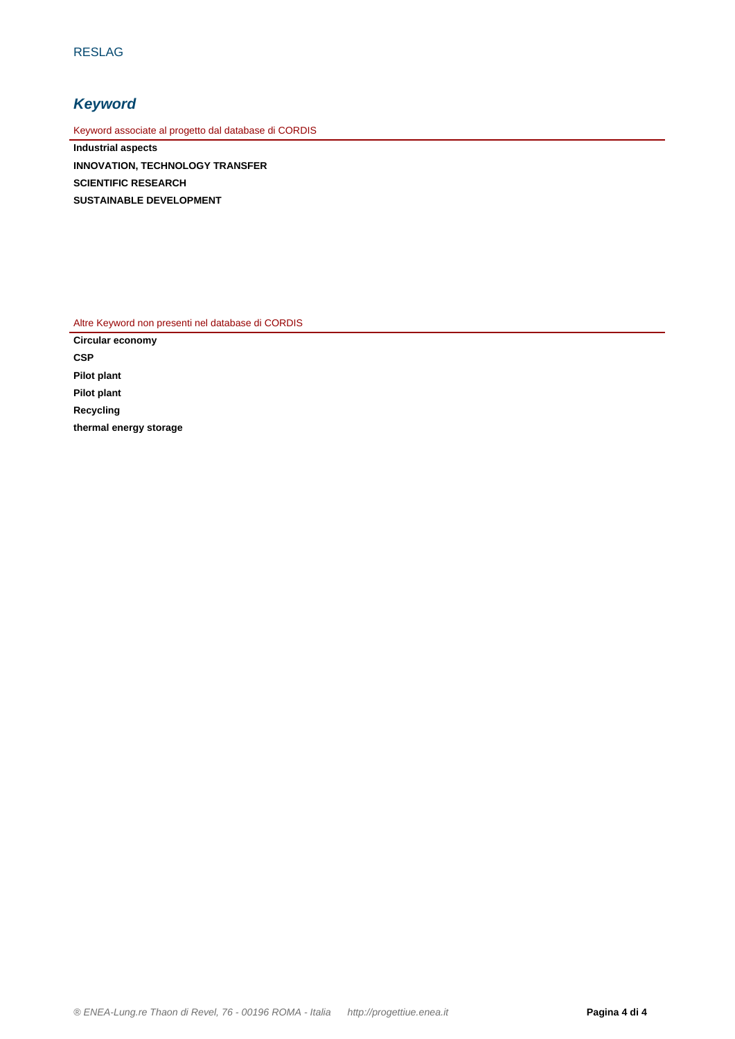## Keyword

Keyword associate al progetto dal database di CORDIS

**Industrial aspects**
**INNOVATION, TECHNOLOGY TRANSFER**
**SCIENTIFIC RESEARCH**
**SUSTAINABLE DEVELOPMENT**

Altre Keyword non presenti nel database di CORDIS

**Circular economy**
**CSP**
**Pilot plant**
**Pilot plant**
**Recycling**
**thermal energy storage**